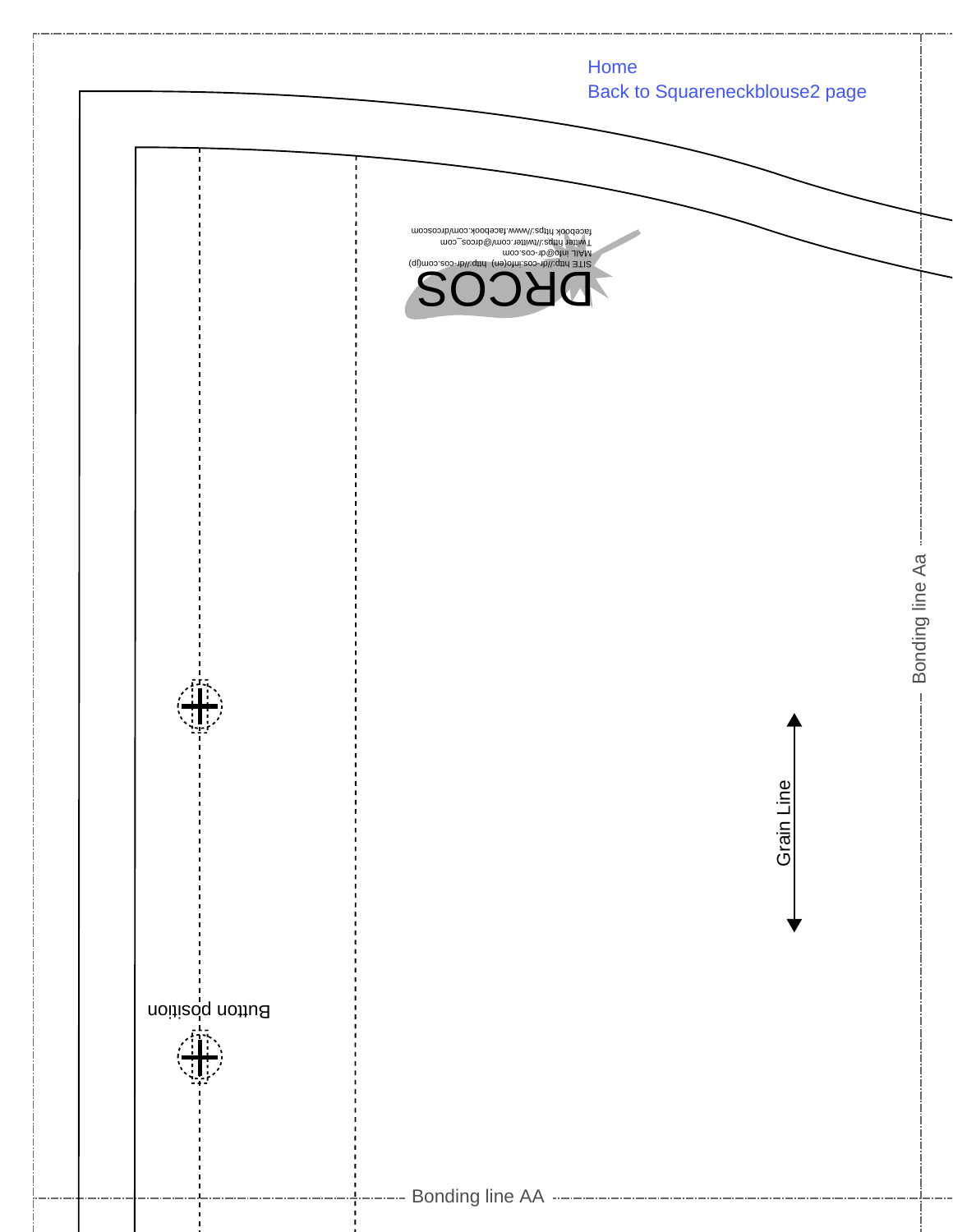Home

Back to Squareneckblouse2 page

SITE http://dr-cos.info(en) http://dr-cos.com(jp)
MAIL info@dr-cos.com
Twitter https://twitter.com/@drcos_com
facebook https://www.facebook.com/drcoscom

DRCOS

Bonding line Aa

Grain Line

Button position

Bonding line AA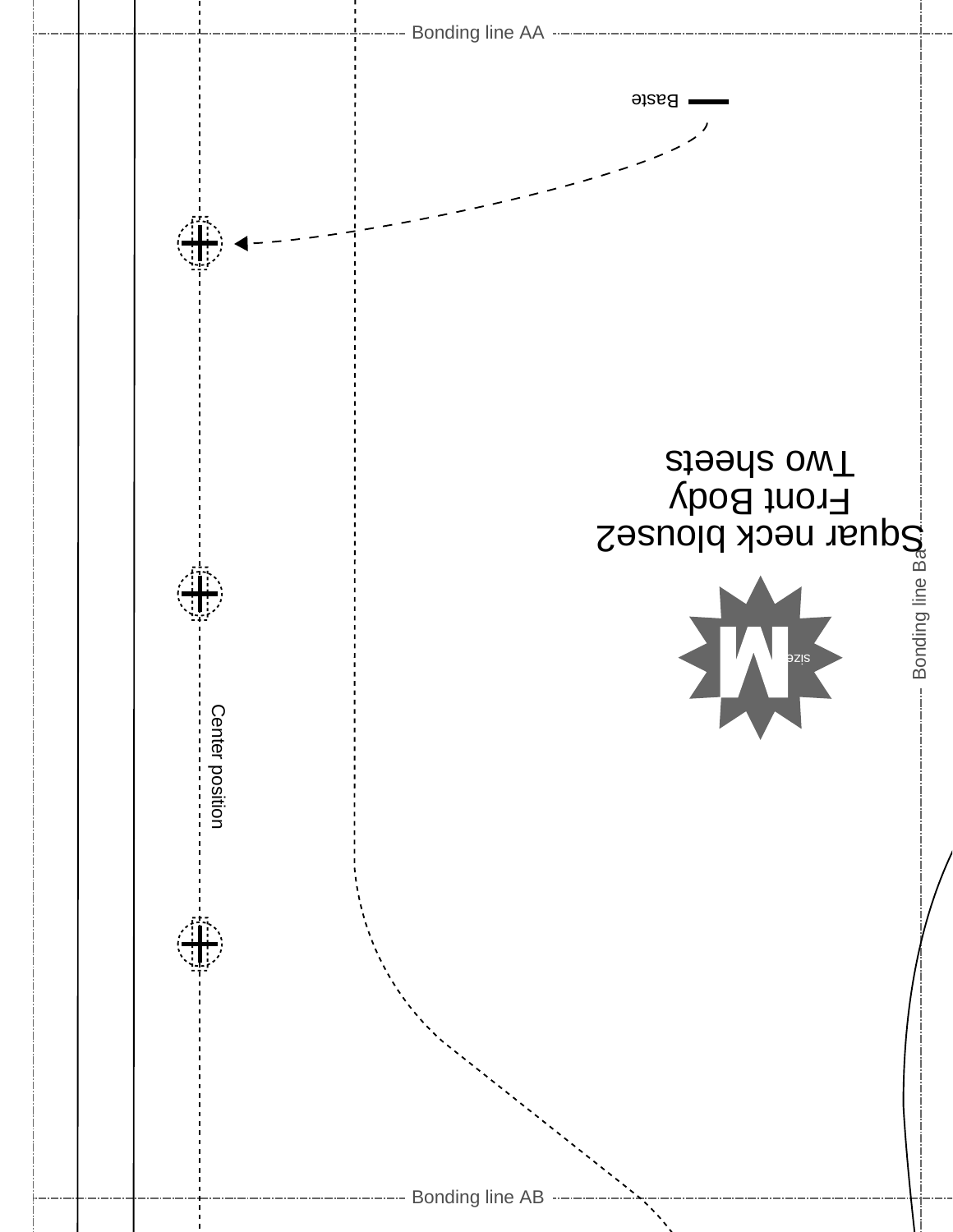Bonding line AA

Baste

Squar neck blouse2
Front Body
Two sheets

M size

Bonding line Ba

Center position

Bonding line AB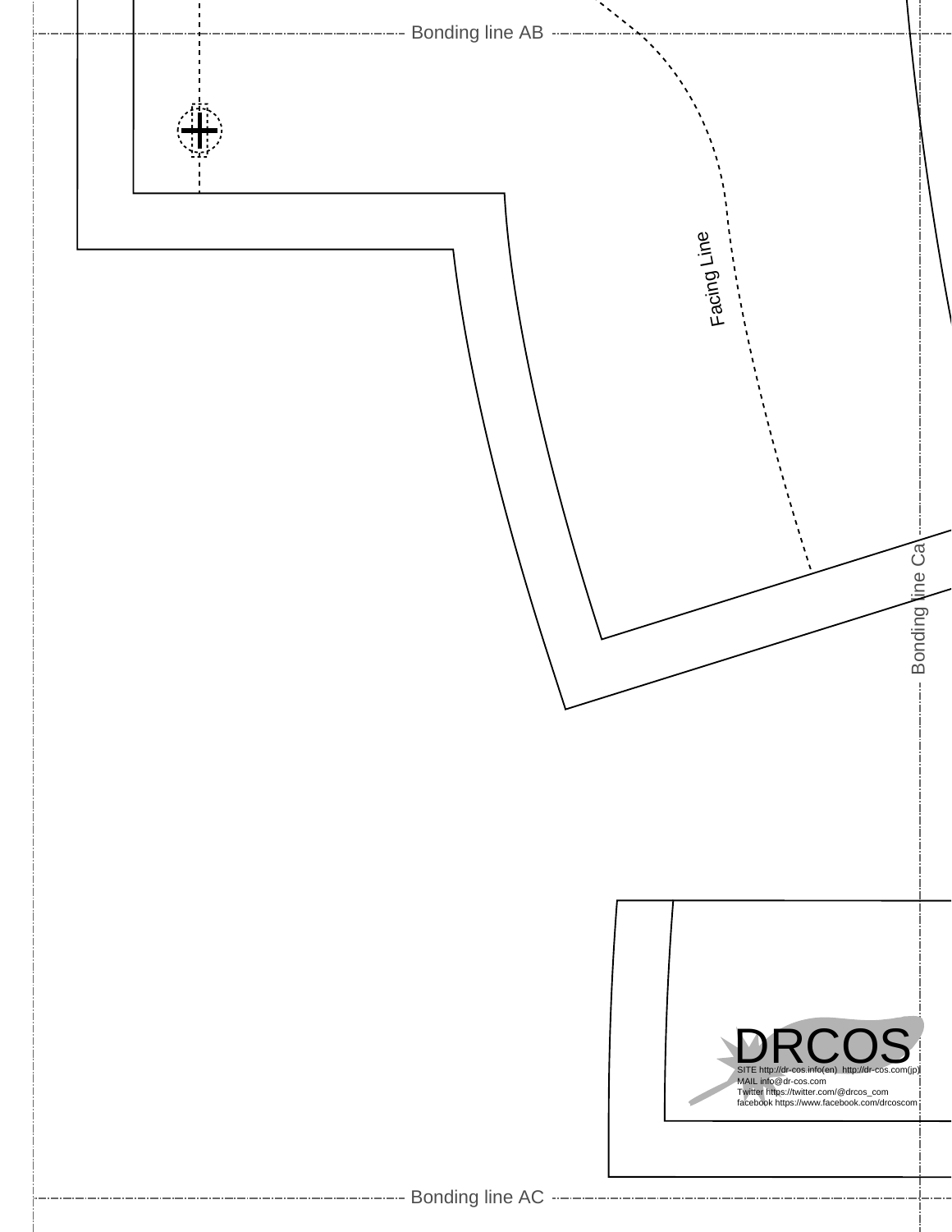Bonding line AB

Facing Line

Bonding line Ca

DRCOS

SITE http://dr-cos.info(en) http://dr-cos.com(jp)
MAIL info@dr-cos.com
Twitter https://twitter.com/@drcos_com
facebook https://www.facebook.com/drcoscom

Bonding line AC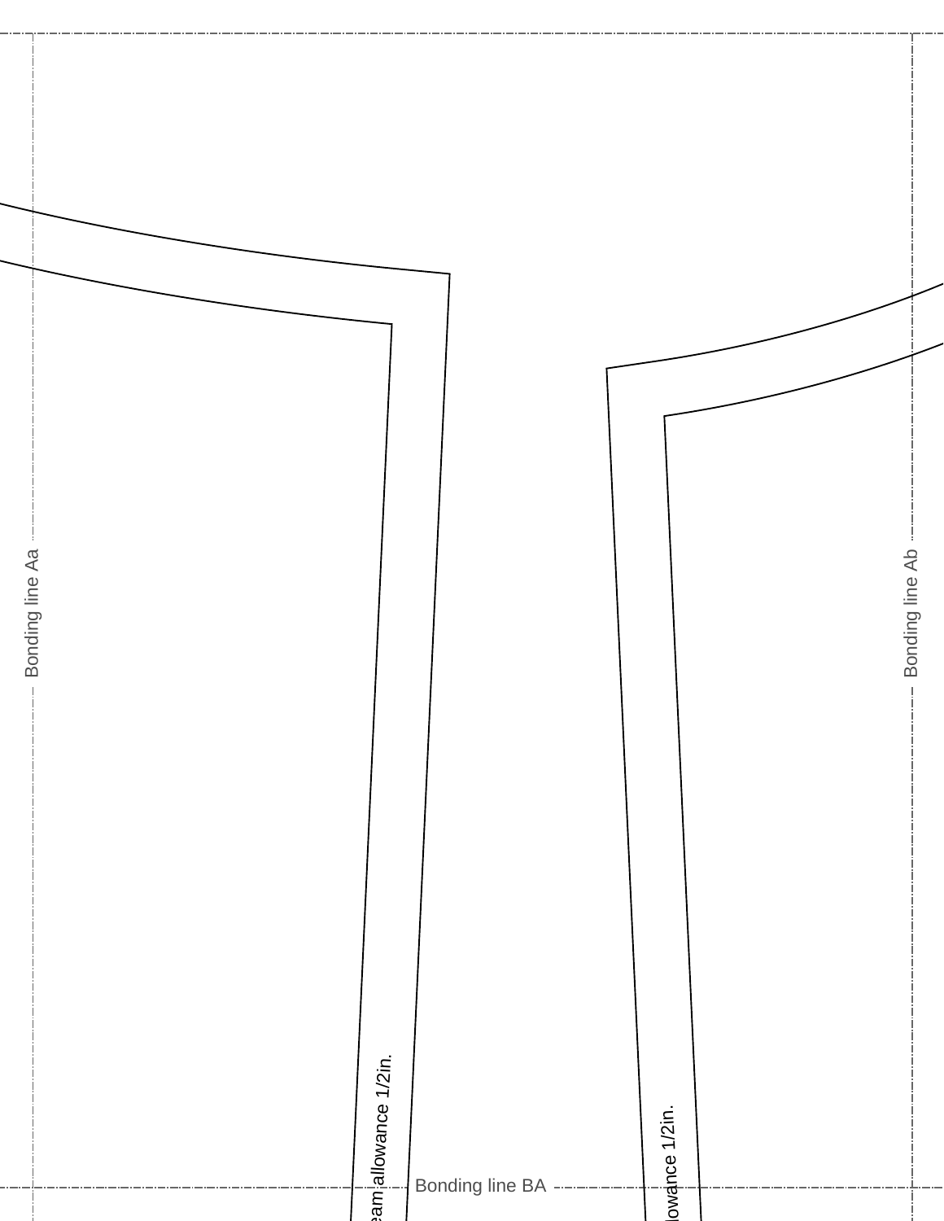Bonding line Aa

Bonding line Ab

Seam allowance 1/2in.

allowance 1/2in.

Bonding line BA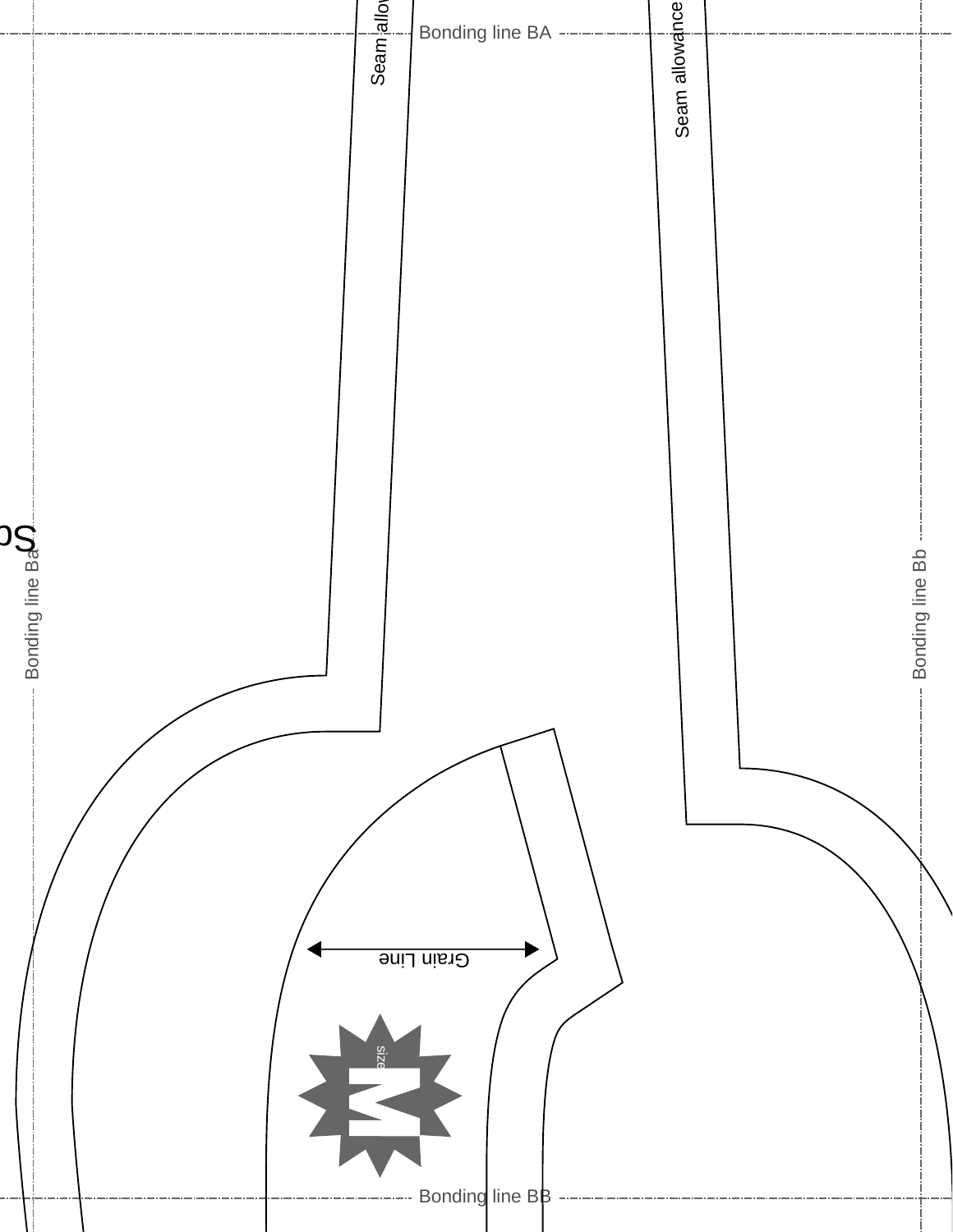Bonding line BA

Seam allow

Seam allowance

So

Bonding line Ba

Bonding line Bb

Grain Line

size

M

Bonding line BB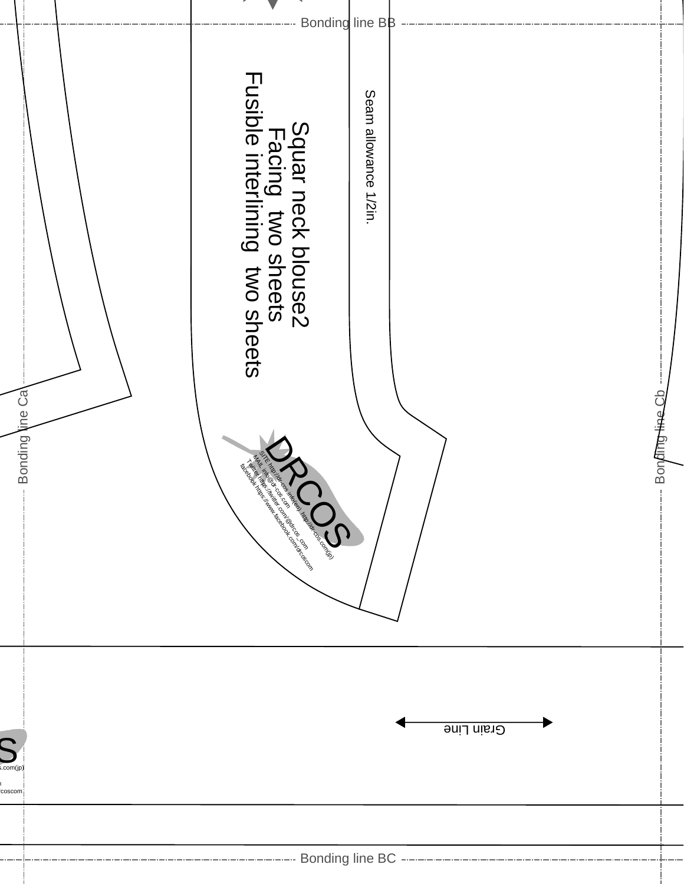Bonding line BB

Seam allowance 1/2in.

Squar neck blouse2
Facing two sheets
Fusible interlining two sheets

DRCOS
SITE http://dr-cos.info(en) http://dr-cos.com(jp)
MAIL info@dr-cos.com
Twitter https://twitter.com/@drcos_com
facebook https://www.facebook.com/drcoscom

Bonding line Ca

Bonding line Cb

Grain Line

S
s.com(jp)
n
rcoscom

Bonding line BC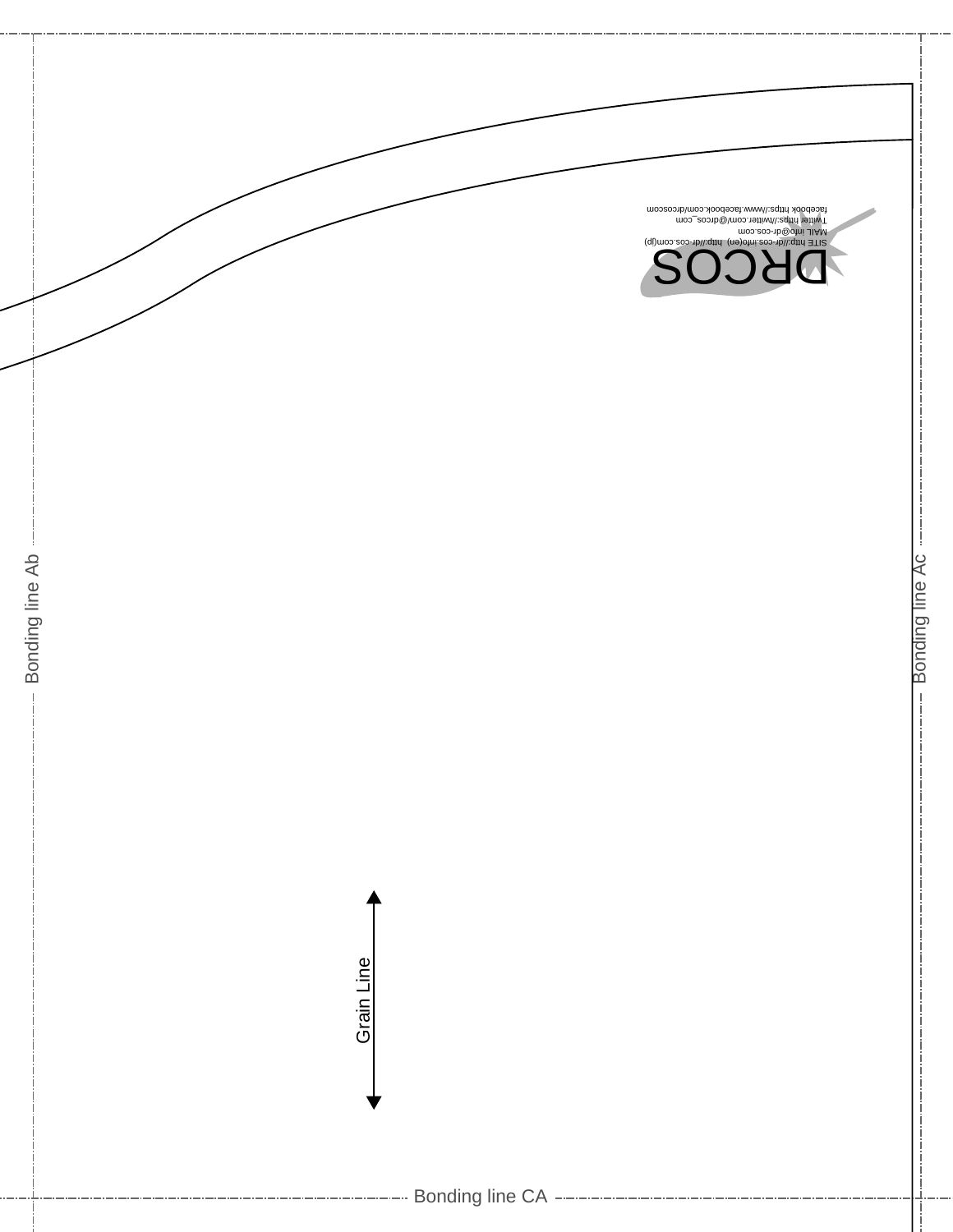Bonding line Ab

Bonding line Ac

DRCOS

SITE http://dr-cos.info(en) http://dr-cos.com(jp)
MAIL info@dr-cos.com
Twitter https://twitter.com/@drcos_com
facebook https://www.facebook.com/drcoscom

Grain Line

Bonding line CA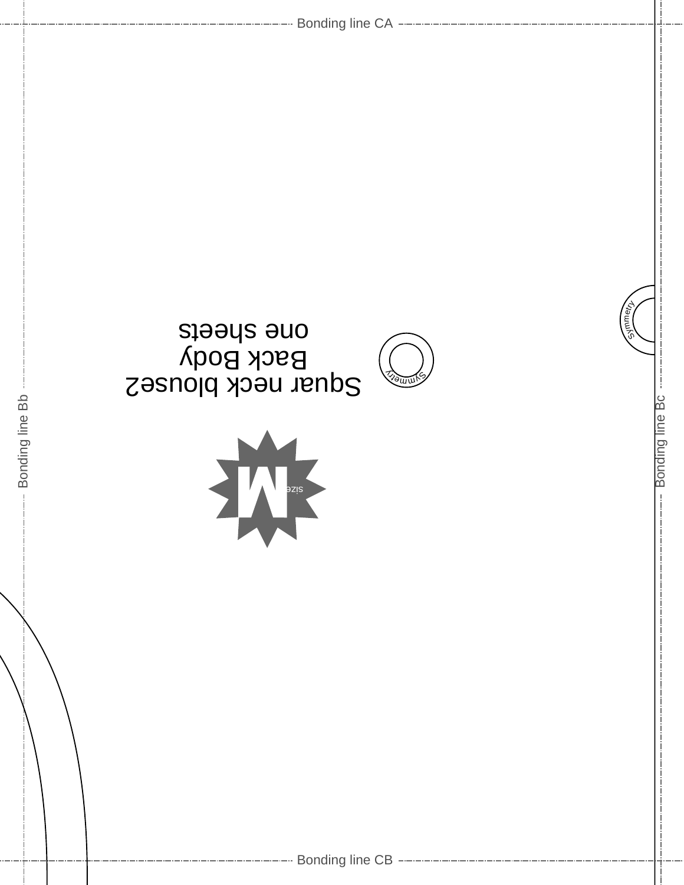Bonding line CA

Squar neck blouse2
Back Body
one sheets

Symmetry

Symmetry

size M

Bonding line Bb

Bonding line Bc

Bonding line CB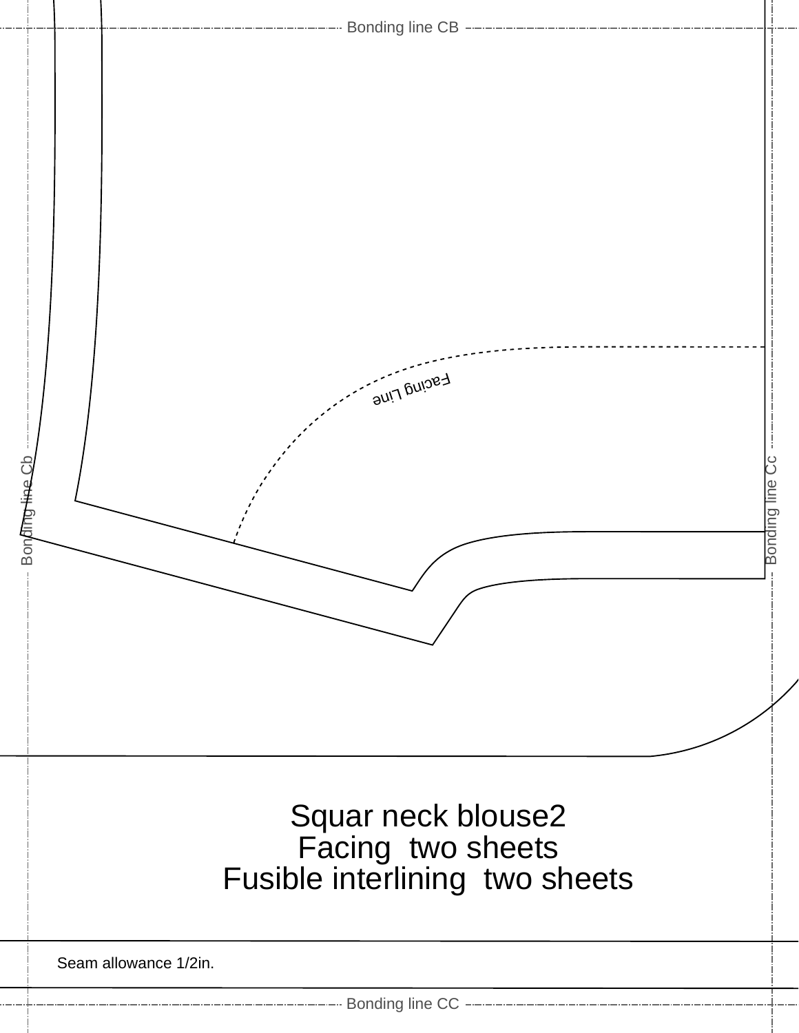Bonding line CB

Facing Line

Bonding line Cb

Bonding line Cc

Squar neck blouse2
Facing two sheets
Fusible interlining two sheets

Seam allowance 1/2in.

Bonding line CC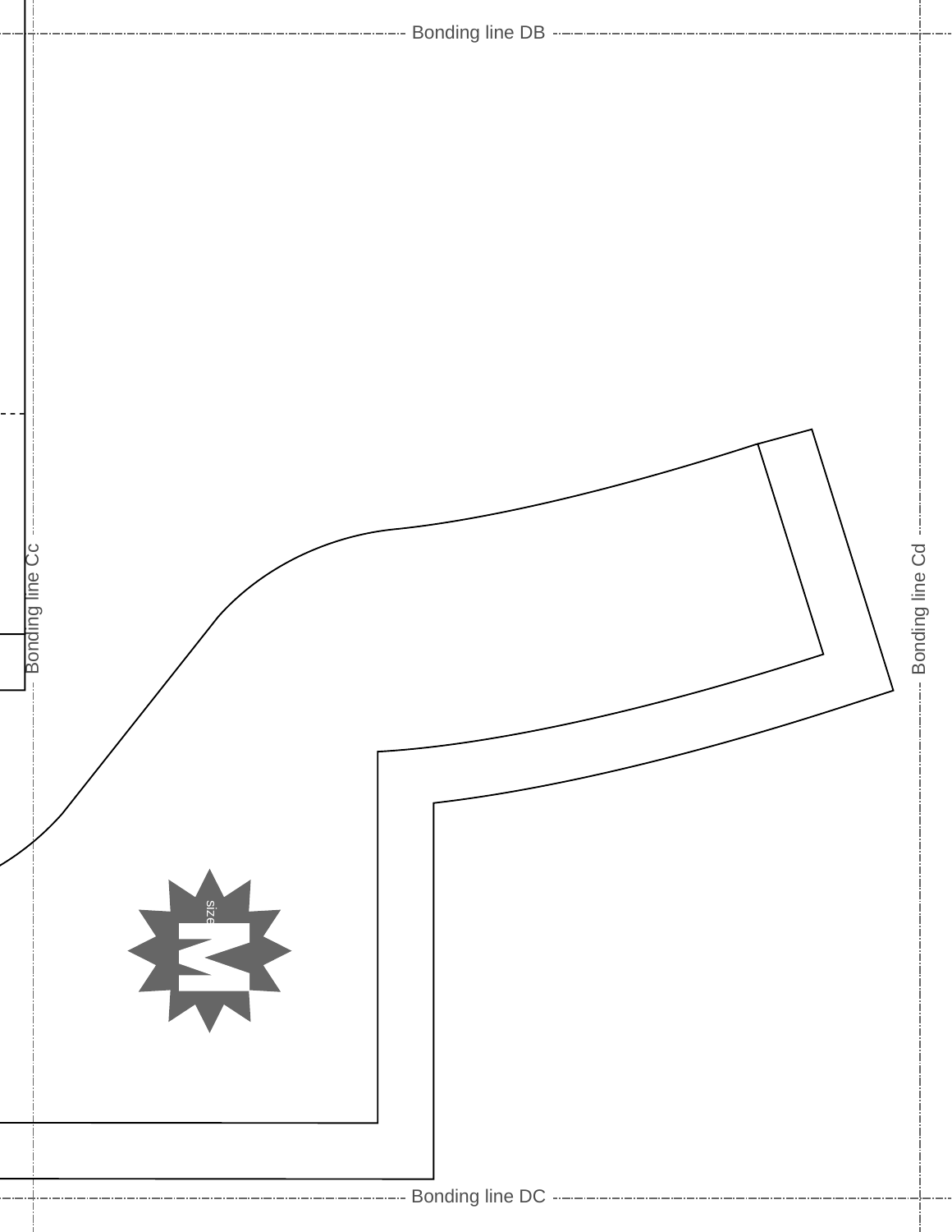Bonding line DB

Bonding line Cc

Bonding line Cd

size M

Bonding line DC